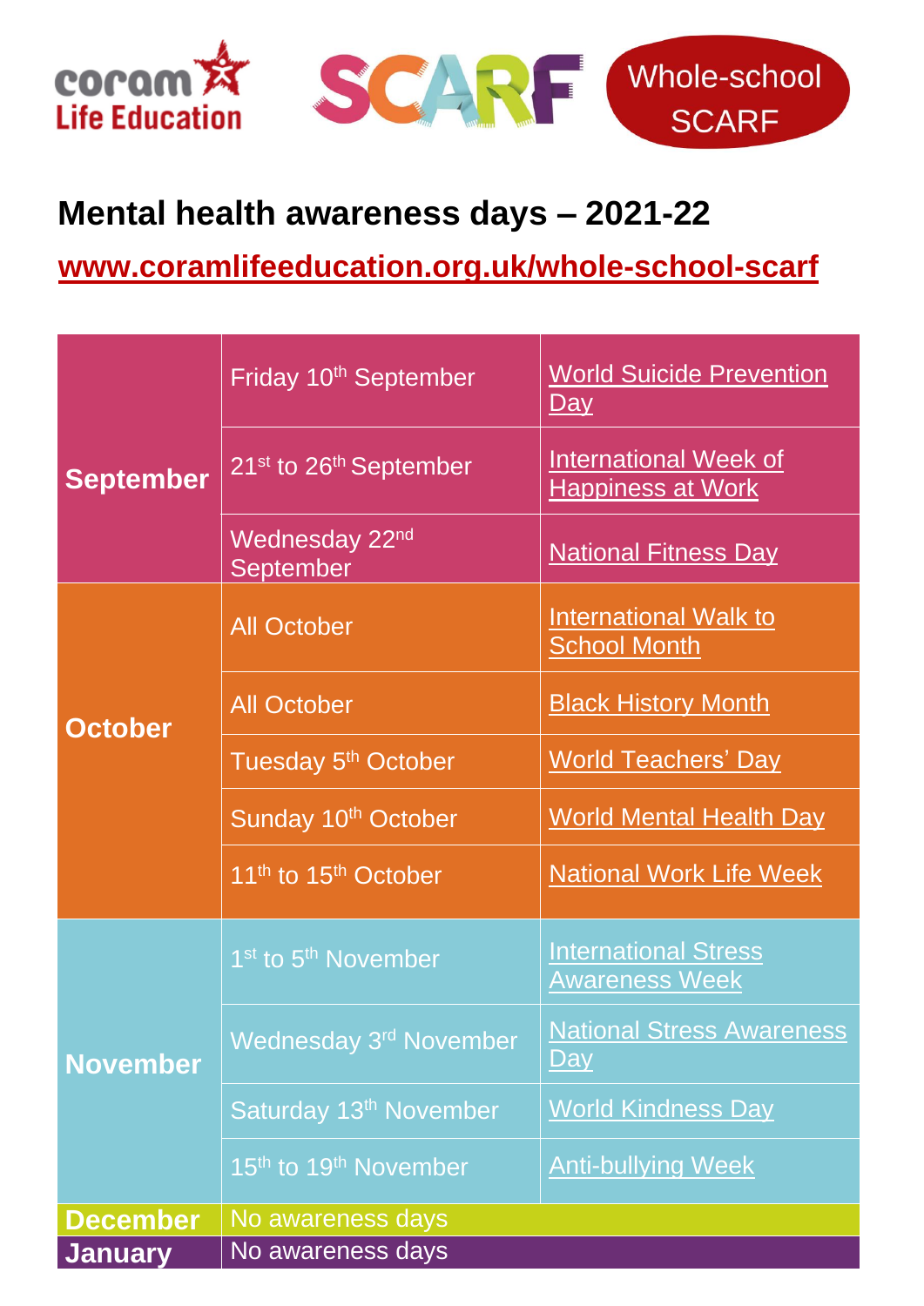coram Life Education | SCARF | Whole-school SCARF

# Mental health awareness days – 2021-22

**www.coramlifeeducation.org.uk/whole-school-scarf**

| Month | Date | Awareness day |
|---|---|---|
| **September** | Friday 10th September | World Suicide Prevention Day |
| | 21st to 26th September | International Week of Happiness at Work |
| | Wednesday 22nd September | National Fitness Day |
| **October** | All October | International Walk to School Month |
| | All October | Black History Month |
| | Tuesday 5th October | World Teachers' Day |
| | Sunday 10th October | World Mental Health Day |
| | 11th to 15th October | National Work Life Week |
| **November** | 1st to 5th November | International Stress Awareness Week |
| | Wednesday 3rd November | National Stress Awareness Day |
| | Saturday 13th November | World Kindness Day |
| | 15th to 19th November | Anti-bullying Week |
| **December** | No awareness days | |
| **January** | No awareness days | |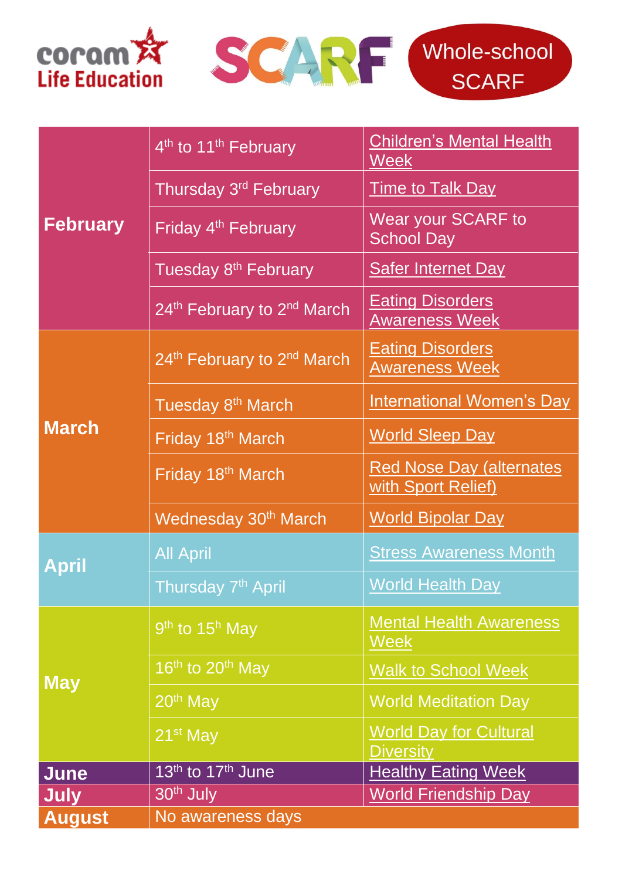coram Life Education

SCARF

Whole-school SCARF

| | | |
|---|---|---|
| **February** | 4th to 11th February | Children's Mental Health Week |
| | Thursday 3rd February | Time to Talk Day |
| | Friday 4th February | Wear your SCARF to School Day |
| | Tuesday 8th February | Safer Internet Day |
| | 24th February to 2nd March | Eating Disorders Awareness Week |
| **March** | 24th February to 2nd March | Eating Disorders Awareness Week |
| | Tuesday 8th March | International Women's Day |
| | Friday 18th March | World Sleep Day |
| | Friday 18th March | Red Nose Day (alternates with Sport Relief) |
| | Wednesday 30th March | World Bipolar Day |
| **April** | All April | Stress Awareness Month |
| | Thursday 7th April | World Health Day |
| **May** | 9th to 15h May | Mental Health Awareness Week |
| | 16th to 20th May | Walk to School Week |
| | 20th May | World Meditation Day |
| | 21st May | World Day for Cultural Diversity |
| **June** | 13th to 17th June | Healthy Eating Week |
| **July** | 30th July | World Friendship Day |
| **August** | No awareness days | |